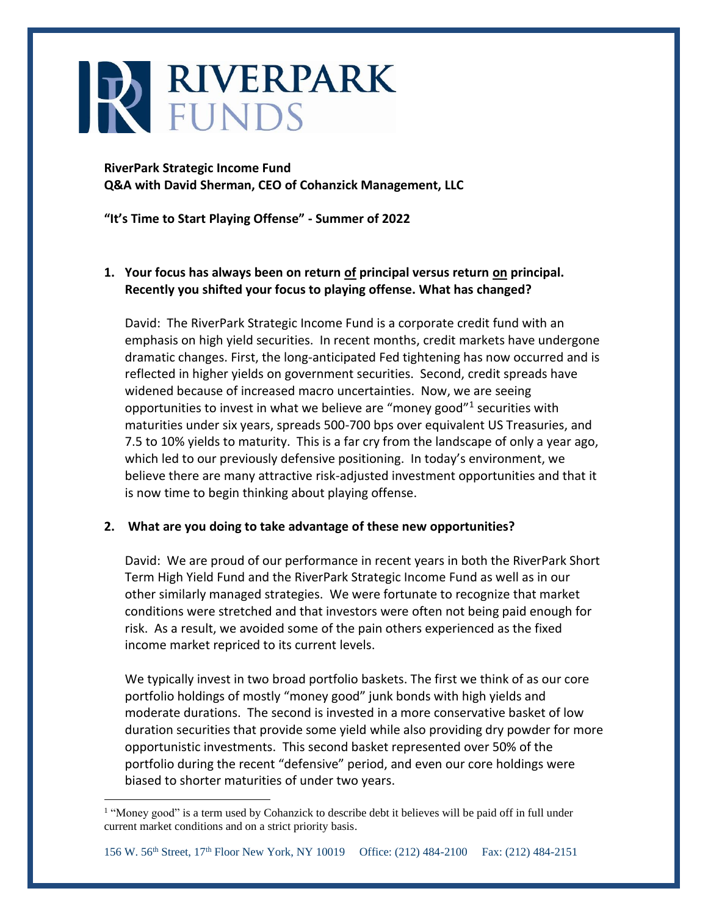# RIVERPARK FUNDS

**RiverPark Strategic Income Fund**
**Q&A with David Sherman, CEO of Cohanzick Management, LLC**

**"It's Time to Start Playing Offense" - Summer of 2022**

**1. Your focus has always been on return of principal versus return on principal. Recently you shifted your focus to playing offense. What has changed?**

David: The RiverPark Strategic Income Fund is a corporate credit fund with an emphasis on high yield securities. In recent months, credit markets have undergone dramatic changes. First, the long-anticipated Fed tightening has now occurred and is reflected in higher yields on government securities. Second, credit spreads have widened because of increased macro uncertainties. Now, we are seeing opportunities to invest in what we believe are "money good"[1] securities with maturities under six years, spreads 500-700 bps over equivalent US Treasuries, and 7.5 to 10% yields to maturity. This is a far cry from the landscape of only a year ago, which led to our previously defensive positioning. In today's environment, we believe there are many attractive risk-adjusted investment opportunities and that it is now time to begin thinking about playing offense.

**2. What are you doing to take advantage of these new opportunities?**

David: We are proud of our performance in recent years in both the RiverPark Short Term High Yield Fund and the RiverPark Strategic Income Fund as well as in our other similarly managed strategies. We were fortunate to recognize that market conditions were stretched and that investors were often not being paid enough for risk. As a result, we avoided some of the pain others experienced as the fixed income market repriced to its current levels.

We typically invest in two broad portfolio baskets. The first we think of as our core portfolio holdings of mostly "money good" junk bonds with high yields and moderate durations. The second is invested in a more conservative basket of low duration securities that provide some yield while also providing dry powder for more opportunistic investments. This second basket represented over 50% of the portfolio during the recent "defensive" period, and even our core holdings were biased to shorter maturities of under two years.

[1] "Money good" is a term used by Cohanzick to describe debt it believes will be paid off in full under current market conditions and on a strict priority basis.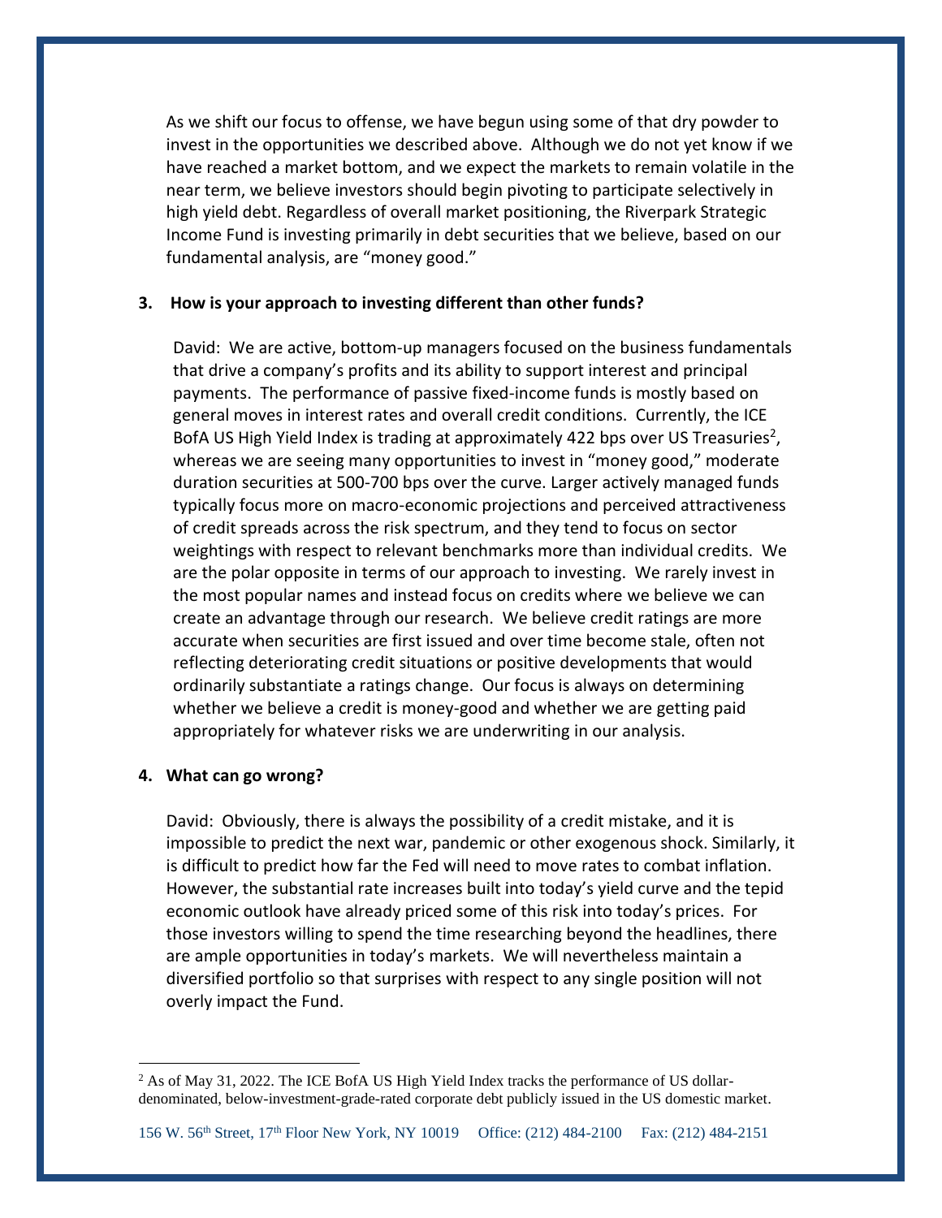As we shift our focus to offense, we have begun using some of that dry powder to invest in the opportunities we described above. Although we do not yet know if we have reached a market bottom, and we expect the markets to remain volatile in the near term, we believe investors should begin pivoting to participate selectively in high yield debt. Regardless of overall market positioning, the Riverpark Strategic Income Fund is investing primarily in debt securities that we believe, based on our fundamental analysis, are "money good."

**3. How is your approach to investing different than other funds?**

David: We are active, bottom-up managers focused on the business fundamentals that drive a company's profits and its ability to support interest and principal payments. The performance of passive fixed-income funds is mostly based on general moves in interest rates and overall credit conditions. Currently, the ICE BofA US High Yield Index is trading at approximately 422 bps over US Treasuries[2], whereas we are seeing many opportunities to invest in "money good," moderate duration securities at 500-700 bps over the curve. Larger actively managed funds typically focus more on macro-economic projections and perceived attractiveness of credit spreads across the risk spectrum, and they tend to focus on sector weightings with respect to relevant benchmarks more than individual credits. We are the polar opposite in terms of our approach to investing. We rarely invest in the most popular names and instead focus on credits where we believe we can create an advantage through our research. We believe credit ratings are more accurate when securities are first issued and over time become stale, often not reflecting deteriorating credit situations or positive developments that would ordinarily substantiate a ratings change. Our focus is always on determining whether we believe a credit is money-good and whether we are getting paid appropriately for whatever risks we are underwriting in our analysis.

**4. What can go wrong?**

David: Obviously, there is always the possibility of a credit mistake, and it is impossible to predict the next war, pandemic or other exogenous shock. Similarly, it is difficult to predict how far the Fed will need to move rates to combat inflation. However, the substantial rate increases built into today's yield curve and the tepid economic outlook have already priced some of this risk into today's prices. For those investors willing to spend the time researching beyond the headlines, there are ample opportunities in today's markets. We will nevertheless maintain a diversified portfolio so that surprises with respect to any single position will not overly impact the Fund.

[2] As of May 31, 2022. The ICE BofA US High Yield Index tracks the performance of US dollar-denominated, below-investment-grade-rated corporate debt publicly issued in the US domestic market.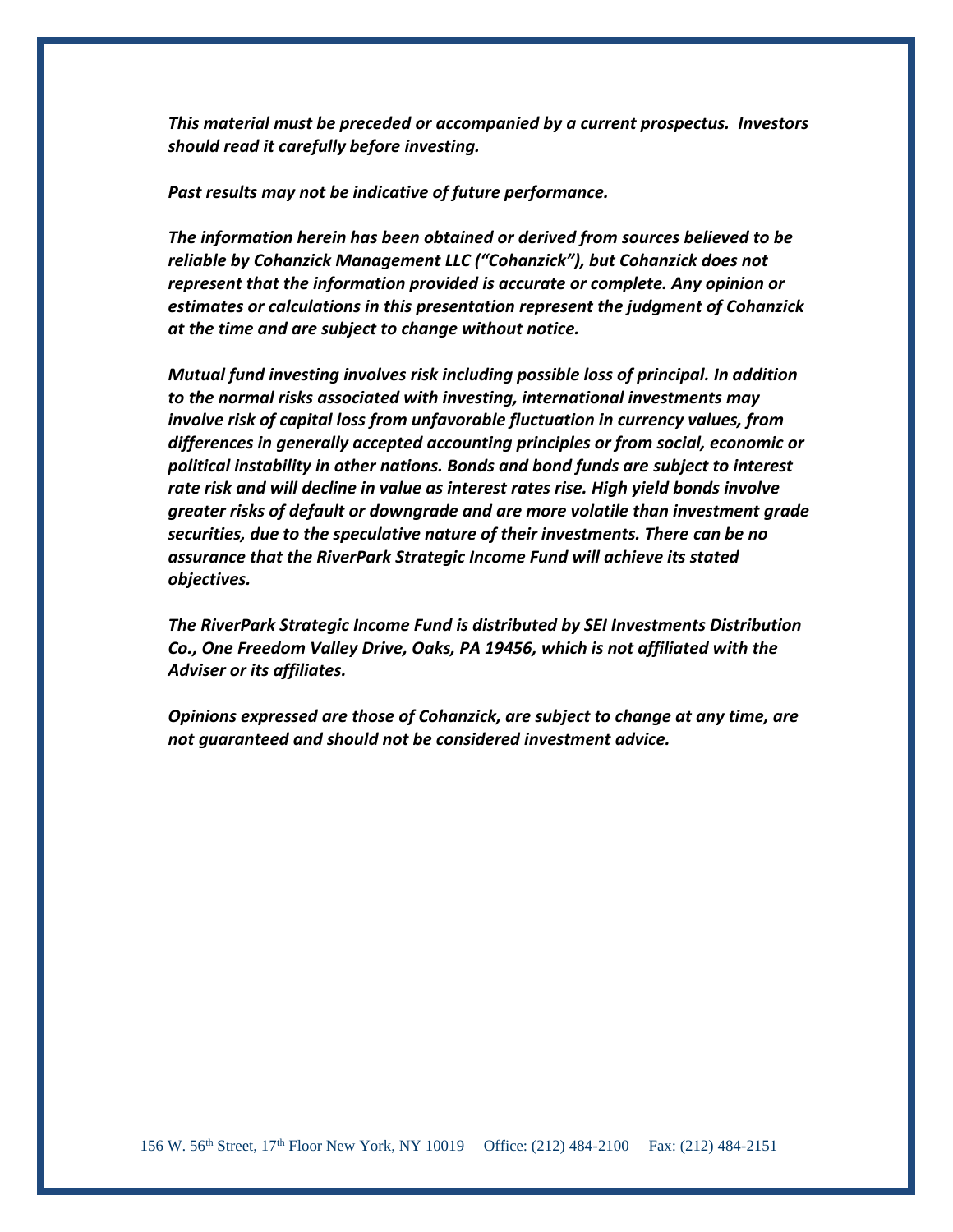***This material must be preceded or accompanied by a current prospectus. Investors should read it carefully before investing.***

***Past results may not be indicative of future performance.***

***The information herein has been obtained or derived from sources believed to be reliable by Cohanzick Management LLC ("Cohanzick"), but Cohanzick does not represent that the information provided is accurate or complete. Any opinion or estimates or calculations in this presentation represent the judgment of Cohanzick at the time and are subject to change without notice.***

***Mutual fund investing involves risk including possible loss of principal. In addition to the normal risks associated with investing, international investments may involve risk of capital loss from unfavorable fluctuation in currency values, from differences in generally accepted accounting principles or from social, economic or political instability in other nations. Bonds and bond funds are subject to interest rate risk and will decline in value as interest rates rise. High yield bonds involve greater risks of default or downgrade and are more volatile than investment grade securities, due to the speculative nature of their investments. There can be no assurance that the RiverPark Strategic Income Fund will achieve its stated objectives.***

***The RiverPark Strategic Income Fund is distributed by SEI Investments Distribution Co., One Freedom Valley Drive, Oaks, PA 19456, which is not affiliated with the Adviser or its affiliates.***

***Opinions expressed are those of Cohanzick, are subject to change at any time, are not guaranteed and should not be considered investment advice.***

156 W. 56th Street, 17th Floor New York, NY 10019    Office: (212) 484-2100    Fax: (212) 484-2151